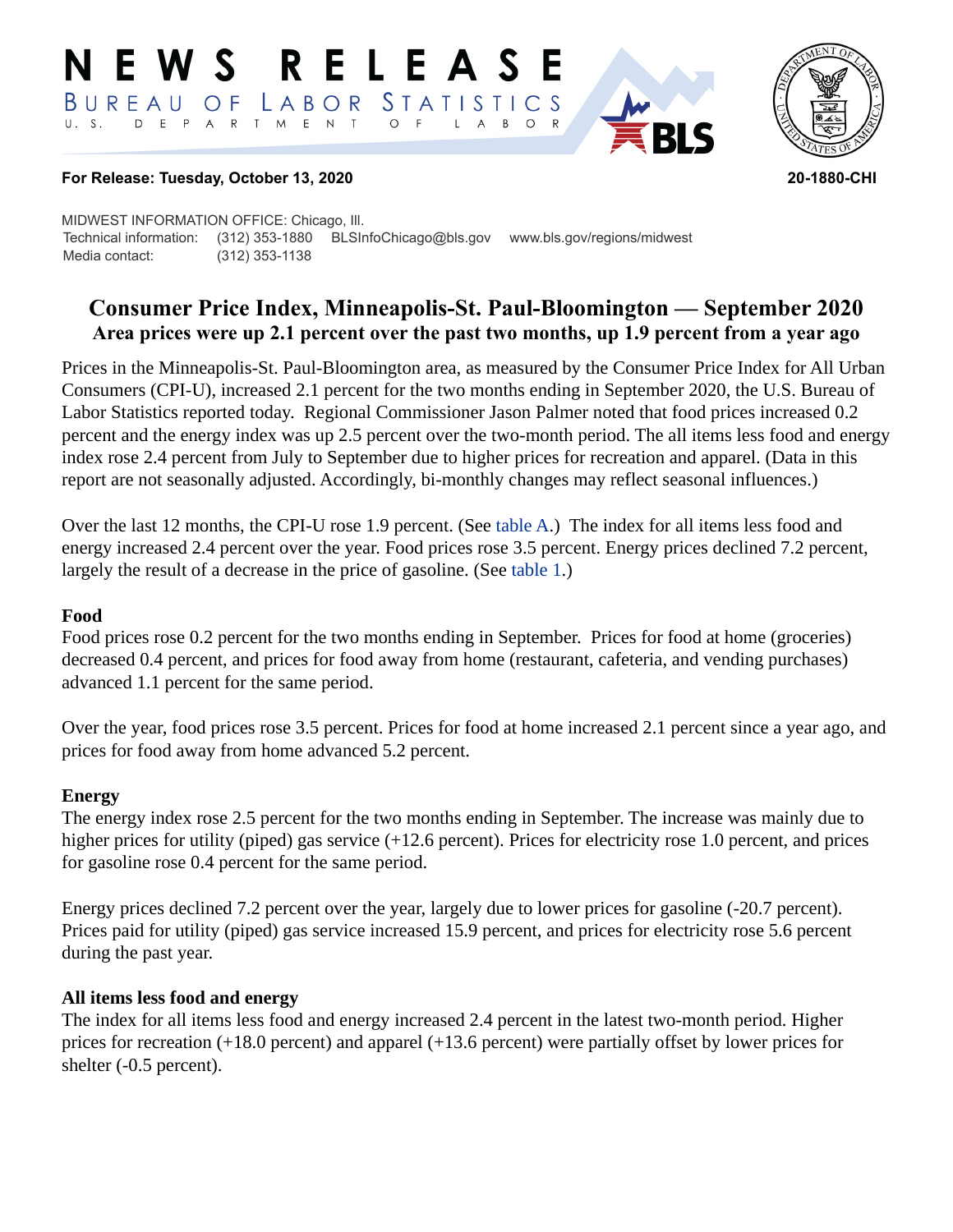# NEWS RELEASE

BUREAU OF LABOR STATISTICS

U. S. DEPARTMENT OF LABOR

**For Release: Tuesday, October 13, 2020** **20-1880-CHI**

MIDWEST INFORMATION OFFICE: Chicago, Ill.
Technical information: (312) 353-1880 BLSInfoChicago@bls.gov www.bls.gov/regions/midwest
Media contact: (312) 353-1138

## Consumer Price Index, Minneapolis-St. Paul-Bloomington — September 2020

### Area prices were up 2.1 percent over the past two months, up 1.9 percent from a year ago

Prices in the Minneapolis-St. Paul-Bloomington area, as measured by the Consumer Price Index for All Urban Consumers (CPI-U), increased 2.1 percent for the two months ending in September 2020, the U.S. Bureau of Labor Statistics reported today. Regional Commissioner Jason Palmer noted that food prices increased 0.2 percent and the energy index was up 2.5 percent over the two-month period. The all items less food and energy index rose 2.4 percent from July to September due to higher prices for recreation and apparel. (Data in this report are not seasonally adjusted. Accordingly, bi-monthly changes may reflect seasonal influences.)

Over the last 12 months, the CPI-U rose 1.9 percent. (See table A.) The index for all items less food and energy increased 2.4 percent over the year. Food prices rose 3.5 percent. Energy prices declined 7.2 percent, largely the result of a decrease in the price of gasoline. (See table 1.)

### Food

Food prices rose 0.2 percent for the two months ending in September. Prices for food at home (groceries) decreased 0.4 percent, and prices for food away from home (restaurant, cafeteria, and vending purchases) advanced 1.1 percent for the same period.

Over the year, food prices rose 3.5 percent. Prices for food at home increased 2.1 percent since a year ago, and prices for food away from home advanced 5.2 percent.

### Energy

The energy index rose 2.5 percent for the two months ending in September. The increase was mainly due to higher prices for utility (piped) gas service (+12.6 percent). Prices for electricity rose 1.0 percent, and prices for gasoline rose 0.4 percent for the same period.

Energy prices declined 7.2 percent over the year, largely due to lower prices for gasoline (-20.7 percent). Prices paid for utility (piped) gas service increased 15.9 percent, and prices for electricity rose 5.6 percent during the past year.

### All items less food and energy

The index for all items less food and energy increased 2.4 percent in the latest two-month period. Higher prices for recreation (+18.0 percent) and apparel (+13.6 percent) were partially offset by lower prices for shelter (-0.5 percent).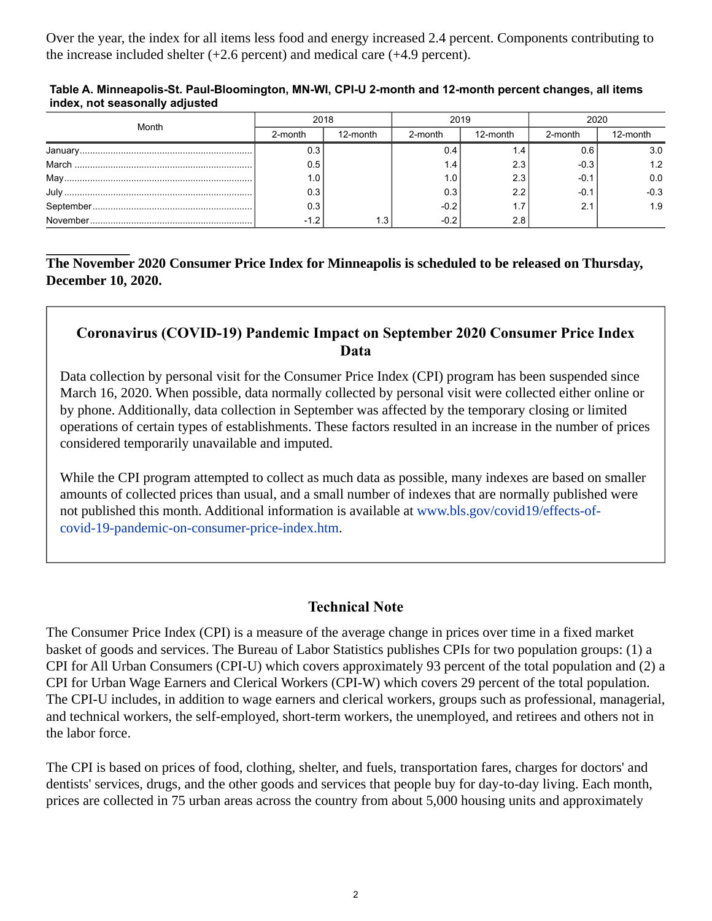Over the year, the index for all items less food and energy increased 2.4 percent. Components contributing to the increase included shelter (+2.6 percent) and medical care (+4.9 percent).

**Table A. Minneapolis-St. Paul-Bloomington, MN-WI, CPI-U 2-month and 12-month percent changes, all items index, not seasonally adjusted**

| Month | 2018 | | 2019 | | 2020 | |
|---|---|---|---|---|---|---|
| | 2-month | 12-month | 2-month | 12-month | 2-month | 12-month |
| January | 0.3 | | 0.4 | 1.4 | 0.6 | 3.0 |
| March | 0.5 | | 1.4 | 2.3 | -0.3 | 1.2 |
| May | 1.0 | | 1.0 | 2.3 | -0.1 | 0.0 |
| July | 0.3 | | 0.3 | 2.2 | -0.1 | -0.3 |
| September | 0.3 | | -0.2 | 1.7 | 2.1 | 1.9 |
| November | -1.2 | 1.3 | -0.2 | 2.8 | | |

**The November 2020 Consumer Price Index for Minneapolis is scheduled to be released on Thursday, December 10, 2020.**

## Coronavirus (COVID-19) Pandemic Impact on September 2020 Consumer Price Index Data

Data collection by personal visit for the Consumer Price Index (CPI) program has been suspended since March 16, 2020. When possible, data normally collected by personal visit were collected either online or by phone. Additionally, data collection in September was affected by the temporary closing or limited operations of certain types of establishments. These factors resulted in an increase in the number of prices considered temporarily unavailable and imputed.

While the CPI program attempted to collect as much data as possible, many indexes are based on smaller amounts of collected prices than usual, and a small number of indexes that are normally published were not published this month. Additional information is available at www.bls.gov/covid19/effects-of-covid-19-pandemic-on-consumer-price-index.htm.

## Technical Note

The Consumer Price Index (CPI) is a measure of the average change in prices over time in a fixed market basket of goods and services. The Bureau of Labor Statistics publishes CPIs for two population groups: (1) a CPI for All Urban Consumers (CPI-U) which covers approximately 93 percent of the total population and (2) a CPI for Urban Wage Earners and Clerical Workers (CPI-W) which covers 29 percent of the total population. The CPI-U includes, in addition to wage earners and clerical workers, groups such as professional, managerial, and technical workers, the self-employed, short-term workers, the unemployed, and retirees and others not in the labor force.

The CPI is based on prices of food, clothing, shelter, and fuels, transportation fares, charges for doctors' and dentists' services, drugs, and the other goods and services that people buy for day-to-day living. Each month, prices are collected in 75 urban areas across the country from about 5,000 housing units and approximately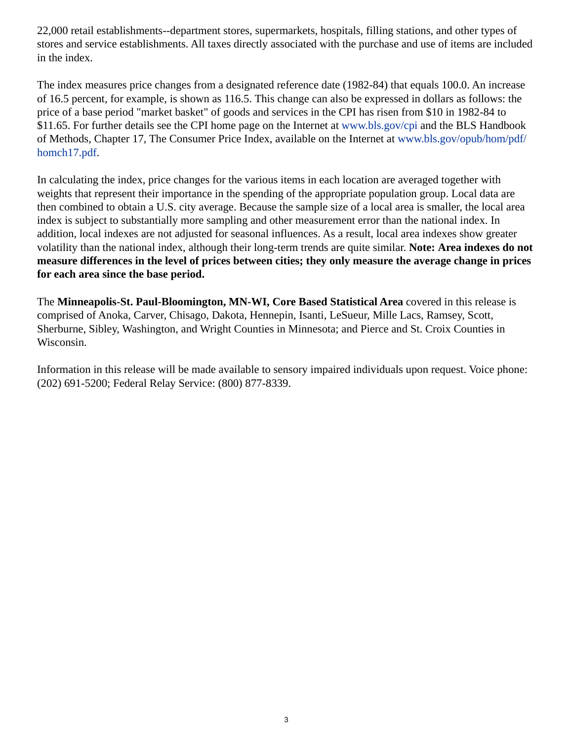22,000 retail establishments--department stores, supermarkets, hospitals, filling stations, and other types of stores and service establishments. All taxes directly associated with the purchase and use of items are included in the index.

The index measures price changes from a designated reference date (1982-84) that equals 100.0. An increase of 16.5 percent, for example, is shown as 116.5. This change can also be expressed in dollars as follows: the price of a base period "market basket" of goods and services in the CPI has risen from $10 in 1982-84 to $11.65. For further details see the CPI home page on the Internet at www.bls.gov/cpi and the BLS Handbook of Methods, Chapter 17, The Consumer Price Index, available on the Internet at www.bls.gov/opub/hom/pdf/homch17.pdf.

In calculating the index, price changes for the various items in each location are averaged together with weights that represent their importance in the spending of the appropriate population group. Local data are then combined to obtain a U.S. city average. Because the sample size of a local area is smaller, the local area index is subject to substantially more sampling and other measurement error than the national index. In addition, local indexes are not adjusted for seasonal influences. As a result, local area indexes show greater volatility than the national index, although their long-term trends are quite similar. **Note: Area indexes do not measure differences in the level of prices between cities; they only measure the average change in prices for each area since the base period.**

The **Minneapolis-St. Paul-Bloomington, MN-WI, Core Based Statistical Area** covered in this release is comprised of Anoka, Carver, Chisago, Dakota, Hennepin, Isanti, LeSueur, Mille Lacs, Ramsey, Scott, Sherburne, Sibley, Washington, and Wright Counties in Minnesota; and Pierce and St. Croix Counties in Wisconsin.

Information in this release will be made available to sensory impaired individuals upon request. Voice phone: (202) 691-5200; Federal Relay Service: (800) 877-8339.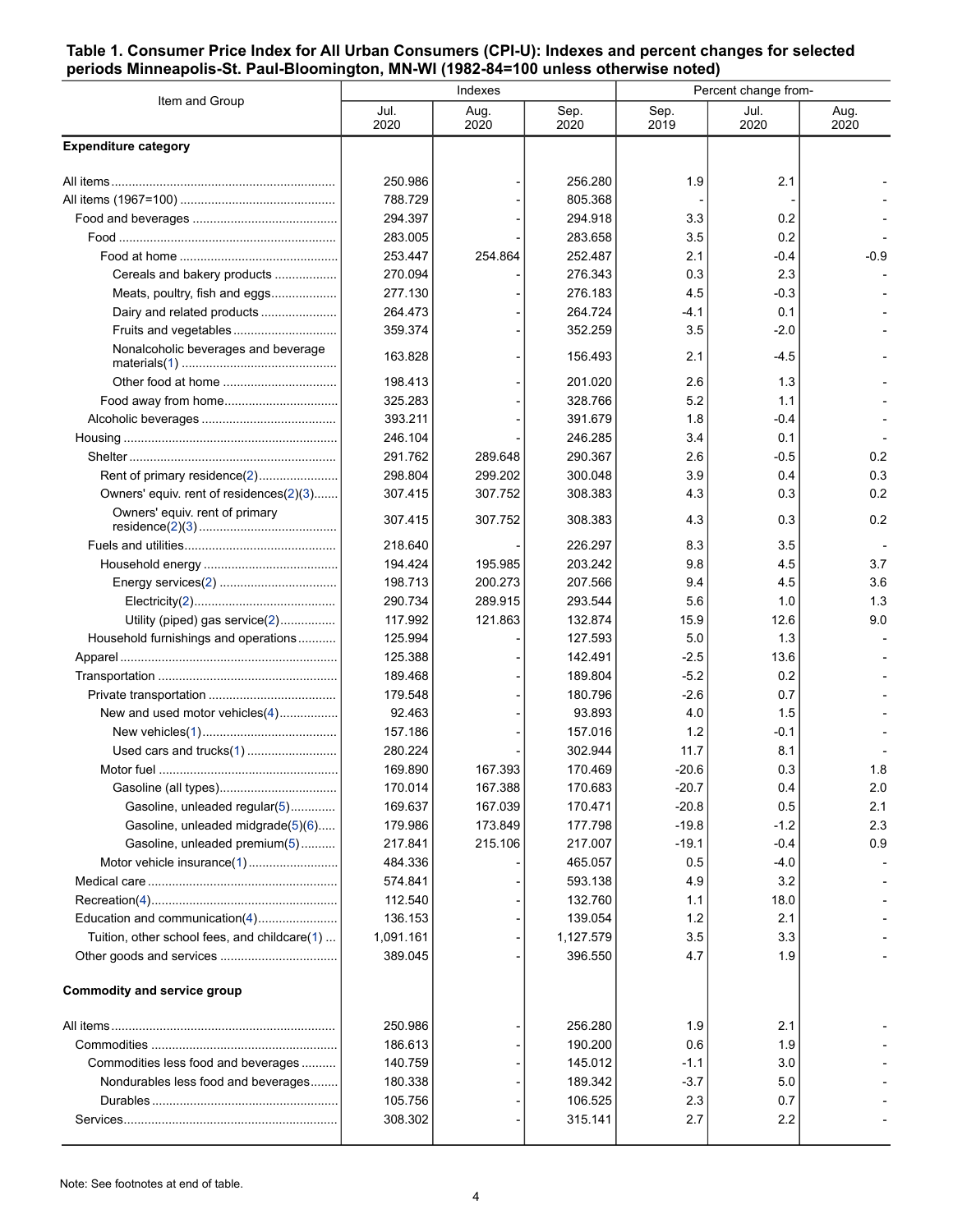**Table 1. Consumer Price Index for All Urban Consumers (CPI-U): Indexes and percent changes for selected periods Minneapolis-St. Paul-Bloomington, MN-WI (1982-84=100 unless otherwise noted)**

| Item and Group | Indexes | | | Percent change from- | | |
|---|---|---|---|---|---|---|
| | Jul. 2020 | Aug. 2020 | Sep. 2020 | Sep. 2019 | Jul. 2020 | Aug. 2020 |
| **Expenditure category** | | | | | | |
| All items | 250.986 | - | 256.280 | 1.9 | 2.1 | - |
| All items (1967=100) | 788.729 | - | 805.368 | - | - | - |
| Food and beverages | 294.397 | - | 294.918 | 3.3 | 0.2 | - |
| Food | 283.005 | - | 283.658 | 3.5 | 0.2 | - |
| Food at home | 253.447 | 254.864 | 252.487 | 2.1 | -0.4 | -0.9 |
| Cereals and bakery products | 270.094 | - | 276.343 | 0.3 | 2.3 | - |
| Meats, poultry, fish and eggs | 277.130 | - | 276.183 | 4.5 | -0.3 | - |
| Dairy and related products | 264.473 | - | 264.724 | -4.1 | 0.1 | - |
| Fruits and vegetables | 359.374 | - | 352.259 | 3.5 | -2.0 | - |
| Nonalcoholic beverages and beverage materials(1) | 163.828 | - | 156.493 | 2.1 | -4.5 | - |
| Other food at home | 198.413 | - | 201.020 | 2.6 | 1.3 | - |
| Food away from home | 325.283 | - | 328.766 | 5.2 | 1.1 | - |
| Alcoholic beverages | 393.211 | - | 391.679 | 1.8 | -0.4 | - |
| Housing | 246.104 | - | 246.285 | 3.4 | 0.1 | - |
| Shelter | 291.762 | 289.648 | 290.367 | 2.6 | -0.5 | 0.2 |
| Rent of primary residence(2) | 298.804 | 299.202 | 300.048 | 3.9 | 0.4 | 0.3 |
| Owners' equiv. rent of residences(2)(3) | 307.415 | 307.752 | 308.383 | 4.3 | 0.3 | 0.2 |
| Owners' equiv. rent of primary residence(2)(3) | 307.415 | 307.752 | 308.383 | 4.3 | 0.3 | 0.2 |
| Fuels and utilities | 218.640 | - | 226.297 | 8.3 | 3.5 | - |
| Household energy | 194.424 | 195.985 | 203.242 | 9.8 | 4.5 | 3.7 |
| Energy services(2) | 198.713 | 200.273 | 207.566 | 9.4 | 4.5 | 3.6 |
| Electricity(2) | 290.734 | 289.915 | 293.544 | 5.6 | 1.0 | 1.3 |
| Utility (piped) gas service(2) | 117.992 | 121.863 | 132.874 | 15.9 | 12.6 | 9.0 |
| Household furnishings and operations | 125.994 | - | 127.593 | 5.0 | 1.3 | - |
| Apparel | 125.388 | - | 142.491 | -2.5 | 13.6 | - |
| Transportation | 189.468 | - | 189.804 | -5.2 | 0.2 | - |
| Private transportation | 179.548 | - | 180.796 | -2.6 | 0.7 | - |
| New and used motor vehicles(4) | 92.463 | - | 93.893 | 4.0 | 1.5 | - |
| New vehicles(1) | 157.186 | - | 157.016 | 1.2 | -0.1 | - |
| Used cars and trucks(1) | 280.224 | - | 302.944 | 11.7 | 8.1 | - |
| Motor fuel | 169.890 | 167.393 | 170.469 | -20.6 | 0.3 | 1.8 |
| Gasoline (all types) | 170.014 | 167.388 | 170.683 | -20.7 | 0.4 | 2.0 |
| Gasoline, unleaded regular(5) | 169.637 | 167.039 | 170.471 | -20.8 | 0.5 | 2.1 |
| Gasoline, unleaded midgrade(5)(6) | 179.986 | 173.849 | 177.798 | -19.8 | -1.2 | 2.3 |
| Gasoline, unleaded premium(5) | 217.841 | 215.106 | 217.007 | -19.1 | -0.4 | 0.9 |
| Motor vehicle insurance(1) | 484.336 | - | 465.057 | 0.5 | -4.0 | - |
| Medical care | 574.841 | - | 593.138 | 4.9 | 3.2 | - |
| Recreation(4) | 112.540 | - | 132.760 | 1.1 | 18.0 | - |
| Education and communication(4) | 136.153 | - | 139.054 | 1.2 | 2.1 | - |
| Tuition, other school fees, and childcare(1) | 1,091.161 | - | 1,127.579 | 3.5 | 3.3 | - |
| Other goods and services | 389.045 | - | 396.550 | 4.7 | 1.9 | - |
| **Commodity and service group** | | | | | | |
| All items | 250.986 | - | 256.280 | 1.9 | 2.1 | - |
| Commodities | 186.613 | - | 190.200 | 0.6 | 1.9 | - |
| Commodities less food and beverages | 140.759 | - | 145.012 | -1.1 | 3.0 | - |
| Nondurables less food and beverages | 180.338 | - | 189.342 | -3.7 | 5.0 | - |
| Durables | 105.756 | - | 106.525 | 2.3 | 0.7 | - |
| Services | 308.302 | - | 315.141 | 2.7 | 2.2 | - |

Note: See footnotes at end of table.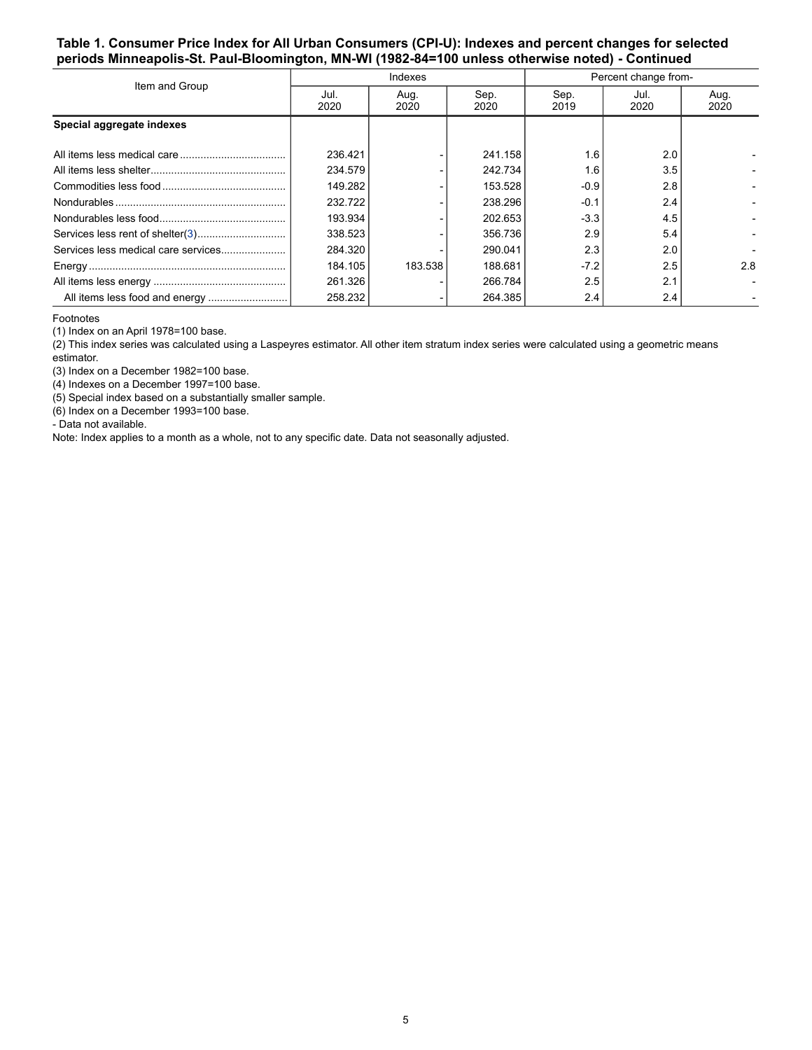**Table 1. Consumer Price Index for All Urban Consumers (CPI-U): Indexes and percent changes for selected periods Minneapolis-St. Paul-Bloomington, MN-WI (1982-84=100 unless otherwise noted) - Continued**

| Item and Group | Indexes | | | Percent change from- | | |
|---|---|---|---|---|---|---|
| | Jul. 2020 | Aug. 2020 | Sep. 2020 | Sep. 2019 | Jul. 2020 | Aug. 2020 |
| **Special aggregate indexes** | | | | | | |
| All items less medical care | 236.421 | - | 241.158 | 1.6 | 2.0 | - |
| All items less shelter | 234.579 | - | 242.734 | 1.6 | 3.5 | - |
| Commodities less food | 149.282 | - | 153.528 | -0.9 | 2.8 | - |
| Nondurables | 232.722 | - | 238.296 | -0.1 | 2.4 | - |
| Nondurables less food | 193.934 | - | 202.653 | -3.3 | 4.5 | - |
| Services less rent of shelter(3) | 338.523 | - | 356.736 | 2.9 | 5.4 | - |
| Services less medical care services | 284.320 | - | 290.041 | 2.3 | 2.0 | - |
| Energy | 184.105 | 183.538 | 188.681 | -7.2 | 2.5 | 2.8 |
| All items less energy | 261.326 | - | 266.784 | 2.5 | 2.1 | - |
| All items less food and energy | 258.232 | - | 264.385 | 2.4 | 2.4 | - |

Footnotes
(1) Index on an April 1978=100 base.
(2) This index series was calculated using a Laspeyres estimator. All other item stratum index series were calculated using a geometric means estimator.
(3) Index on a December 1982=100 base.
(4) Indexes on a December 1997=100 base.
(5) Special index based on a substantially smaller sample.
(6) Index on a December 1993=100 base.
- Data not available.
Note: Index applies to a month as a whole, not to any specific date. Data not seasonally adjusted.